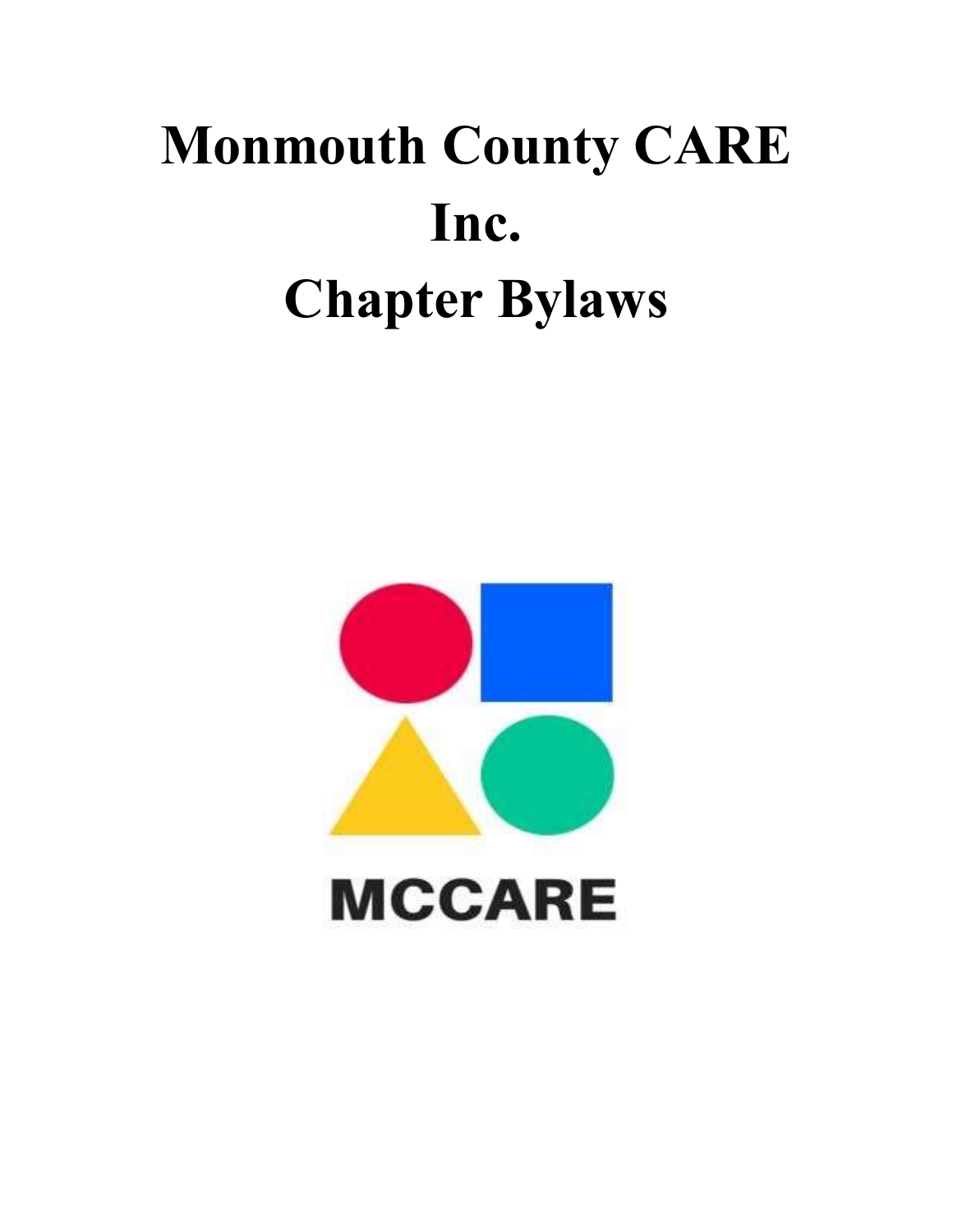# Monmouth County CARE Inc.
# Chapter Bylaws

MCCARE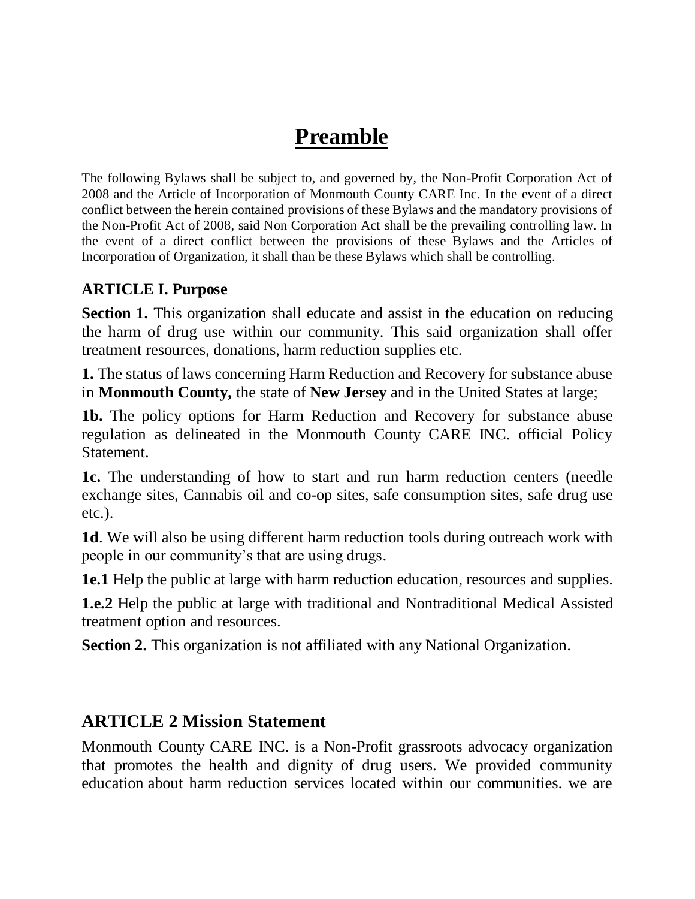# Preamble

The following Bylaws shall be subject to, and governed by, the Non-Profit Corporation Act of 2008 and the Article of Incorporation of Monmouth County CARE Inc. In the event of a direct conflict between the herein contained provisions of these Bylaws and the mandatory provisions of the Non-Profit Act of 2008, said Non Corporation Act shall be the prevailing controlling law. In the event of a direct conflict between the provisions of these Bylaws and the Articles of Incorporation of Organization, it shall than be these Bylaws which shall be controlling.

### ARTICLE I. Purpose

**Section 1.** This organization shall educate and assist in the education on reducing the harm of drug use within our community. This said organization shall offer treatment resources, donations, harm reduction supplies etc.

**1.** The status of laws concerning Harm Reduction and Recovery for substance abuse in **Monmouth County,** the state of **New Jersey** and in the United States at large;

**1b.** The policy options for Harm Reduction and Recovery for substance abuse regulation as delineated in the Monmouth County CARE INC. official Policy Statement.

**1c.** The understanding of how to start and run harm reduction centers (needle exchange sites, Cannabis oil and co-op sites, safe consumption sites, safe drug use etc.).

**1d**. We will also be using different harm reduction tools during outreach work with people in our community's that are using drugs.

**1e.1** Help the public at large with harm reduction education, resources and supplies.

**1.e.2** Help the public at large with traditional and Nontraditional Medical Assisted treatment option and resources.

**Section 2.** This organization is not affiliated with any National Organization.

## ARTICLE 2 Mission Statement

Monmouth County CARE INC. is a Non-Profit grassroots advocacy organization that promotes the health and dignity of drug users. We provided community education about harm reduction services located within our communities. we are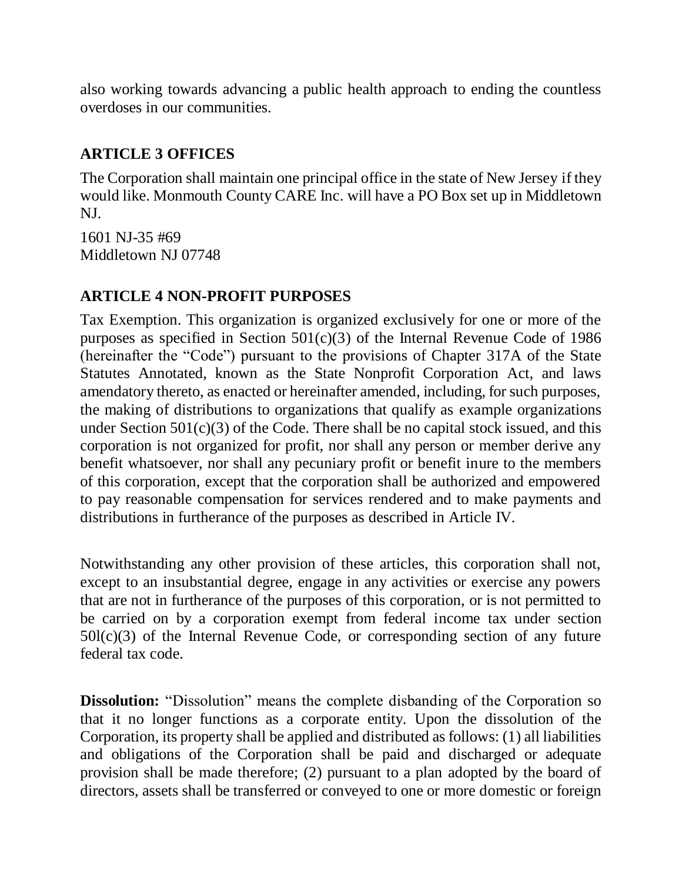also working towards advancing a public health approach to ending the countless overdoses in our communities.

## ARTICLE 3 OFFICES

The Corporation shall maintain one principal office in the state of New Jersey if they would like. Monmouth County CARE Inc. will have a PO Box set up in Middletown NJ.

1601 NJ-35 #69
Middletown NJ 07748

## ARTICLE 4 NON-PROFIT PURPOSES

Tax Exemption. This organization is organized exclusively for one or more of the purposes as specified in Section 501(c)(3) of the Internal Revenue Code of 1986 (hereinafter the "Code") pursuant to the provisions of Chapter 317A of the State Statutes Annotated, known as the State Nonprofit Corporation Act, and laws amendatory thereto, as enacted or hereinafter amended, including, for such purposes, the making of distributions to organizations that qualify as example organizations under Section 501(c)(3) of the Code. There shall be no capital stock issued, and this corporation is not organized for profit, nor shall any person or member derive any benefit whatsoever, nor shall any pecuniary profit or benefit inure to the members of this corporation, except that the corporation shall be authorized and empowered to pay reasonable compensation for services rendered and to make payments and distributions in furtherance of the purposes as described in Article IV.

Notwithstanding any other provision of these articles, this corporation shall not, except to an insubstantial degree, engage in any activities or exercise any powers that are not in furtherance of the purposes of this corporation, or is not permitted to be carried on by a corporation exempt from federal income tax under section 50l(c)(3) of the Internal Revenue Code, or corresponding section of any future federal tax code.

**Dissolution:** "Dissolution" means the complete disbanding of the Corporation so that it no longer functions as a corporate entity. Upon the dissolution of the Corporation, its property shall be applied and distributed as follows: (1) all liabilities and obligations of the Corporation shall be paid and discharged or adequate provision shall be made therefore; (2) pursuant to a plan adopted by the board of directors, assets shall be transferred or conveyed to one or more domestic or foreign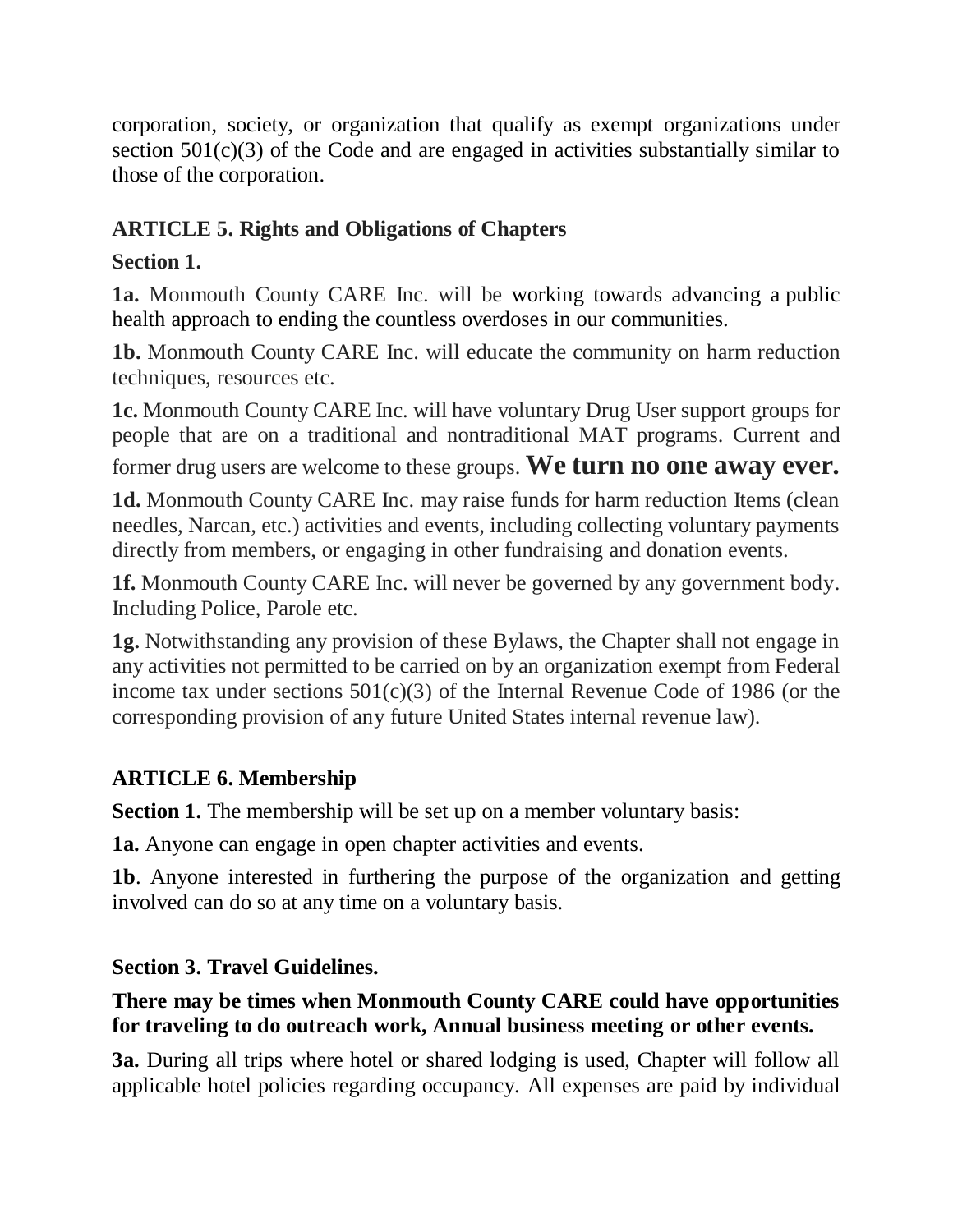corporation, society, or organization that qualify as exempt organizations under section 501(c)(3) of the Code and are engaged in activities substantially similar to those of the corporation.

### ARTICLE 5. Rights and Obligations of Chapters

**Section 1.**

**1a.** Monmouth County CARE Inc. will be working towards advancing a public health approach to ending the countless overdoses in our communities.

**1b.** Monmouth County CARE Inc. will educate the community on harm reduction techniques, resources etc.

**1c.** Monmouth County CARE Inc. will have voluntary Drug User support groups for people that are on a traditional and nontraditional MAT programs. Current and former drug users are welcome to these groups. **We turn no one away ever.**

**1d.** Monmouth County CARE Inc. may raise funds for harm reduction Items (clean needles, Narcan, etc.) activities and events, including collecting voluntary payments directly from members, or engaging in other fundraising and donation events.

**1f.** Monmouth County CARE Inc. will never be governed by any government body. Including Police, Parole etc.

**1g.** Notwithstanding any provision of these Bylaws, the Chapter shall not engage in any activities not permitted to be carried on by an organization exempt from Federal income tax under sections 501(c)(3) of the Internal Revenue Code of 1986 (or the corresponding provision of any future United States internal revenue law).

### ARTICLE 6. Membership

**Section 1.** The membership will be set up on a member voluntary basis:

**1a.** Anyone can engage in open chapter activities and events.

**1b**. Anyone interested in furthering the purpose of the organization and getting involved can do so at any time on a voluntary basis.

**Section 3. Travel Guidelines.**

**There may be times when Monmouth County CARE could have opportunities for traveling to do outreach work, Annual business meeting or other events.**

**3a.** During all trips where hotel or shared lodging is used, Chapter will follow all applicable hotel policies regarding occupancy. All expenses are paid by individual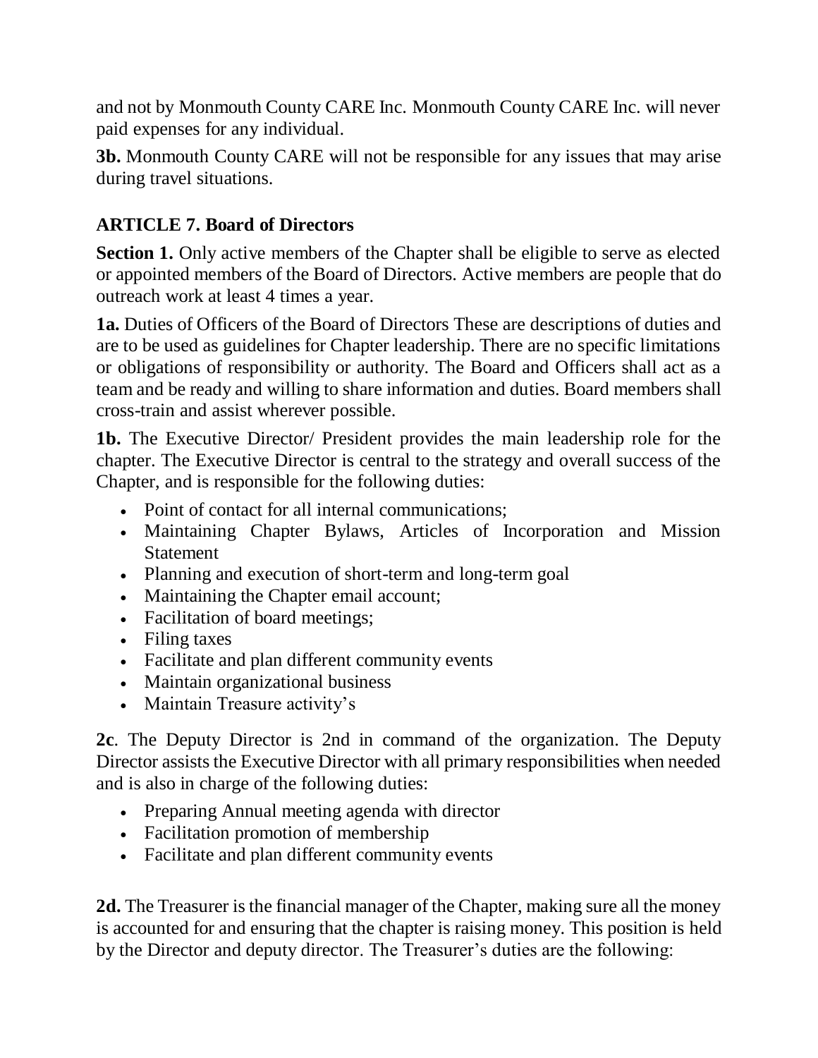and not by Monmouth County CARE Inc. Monmouth County CARE Inc. will never paid expenses for any individual.

**3b.** Monmouth County CARE will not be responsible for any issues that may arise during travel situations.

## ARTICLE 7. Board of Directors

**Section 1.** Only active members of the Chapter shall be eligible to serve as elected or appointed members of the Board of Directors. Active members are people that do outreach work at least 4 times a year.

**1a.** Duties of Officers of the Board of Directors These are descriptions of duties and are to be used as guidelines for Chapter leadership. There are no specific limitations or obligations of responsibility or authority. The Board and Officers shall act as a team and be ready and willing to share information and duties. Board members shall cross-train and assist wherever possible.

**1b.** The Executive Director/ President provides the main leadership role for the chapter. The Executive Director is central to the strategy and overall success of the Chapter, and is responsible for the following duties:

- Point of contact for all internal communications;
- Maintaining Chapter Bylaws, Articles of Incorporation and Mission Statement
- Planning and execution of short-term and long-term goal
- Maintaining the Chapter email account;
- Facilitation of board meetings;
- Filing taxes
- Facilitate and plan different community events
- Maintain organizational business
- Maintain Treasure activity's

**2c**. The Deputy Director is 2nd in command of the organization. The Deputy Director assists the Executive Director with all primary responsibilities when needed and is also in charge of the following duties:

- Preparing Annual meeting agenda with director
- Facilitation promotion of membership
- Facilitate and plan different community events

**2d.** The Treasurer is the financial manager of the Chapter, making sure all the money is accounted for and ensuring that the chapter is raising money. This position is held by the Director and deputy director. The Treasurer's duties are the following: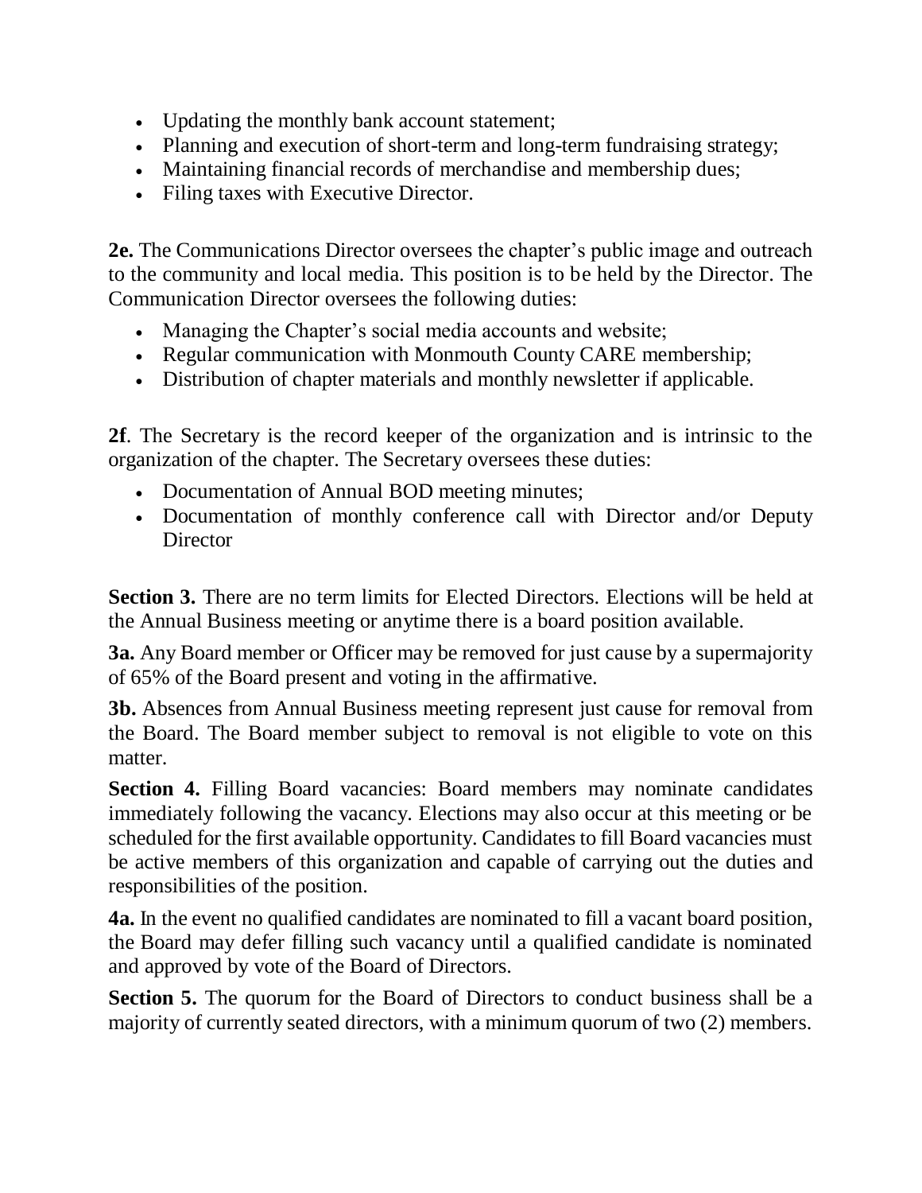- Updating the monthly bank account statement;
- Planning and execution of short-term and long-term fundraising strategy;
- Maintaining financial records of merchandise and membership dues;
- Filing taxes with Executive Director.

**2e.** The Communications Director oversees the chapter's public image and outreach to the community and local media. This position is to be held by the Director. The Communication Director oversees the following duties:

- Managing the Chapter's social media accounts and website;
- Regular communication with Monmouth County CARE membership;
- Distribution of chapter materials and monthly newsletter if applicable.

**2f**. The Secretary is the record keeper of the organization and is intrinsic to the organization of the chapter. The Secretary oversees these duties:

- Documentation of Annual BOD meeting minutes;
- Documentation of monthly conference call with Director and/or Deputy Director

**Section 3.** There are no term limits for Elected Directors. Elections will be held at the Annual Business meeting or anytime there is a board position available.

**3a.** Any Board member or Officer may be removed for just cause by a supermajority of 65% of the Board present and voting in the affirmative.

**3b.** Absences from Annual Business meeting represent just cause for removal from the Board. The Board member subject to removal is not eligible to vote on this matter.

**Section 4.** Filling Board vacancies: Board members may nominate candidates immediately following the vacancy. Elections may also occur at this meeting or be scheduled for the first available opportunity. Candidates to fill Board vacancies must be active members of this organization and capable of carrying out the duties and responsibilities of the position.

**4a.** In the event no qualified candidates are nominated to fill a vacant board position, the Board may defer filling such vacancy until a qualified candidate is nominated and approved by vote of the Board of Directors.

**Section 5.** The quorum for the Board of Directors to conduct business shall be a majority of currently seated directors, with a minimum quorum of two (2) members.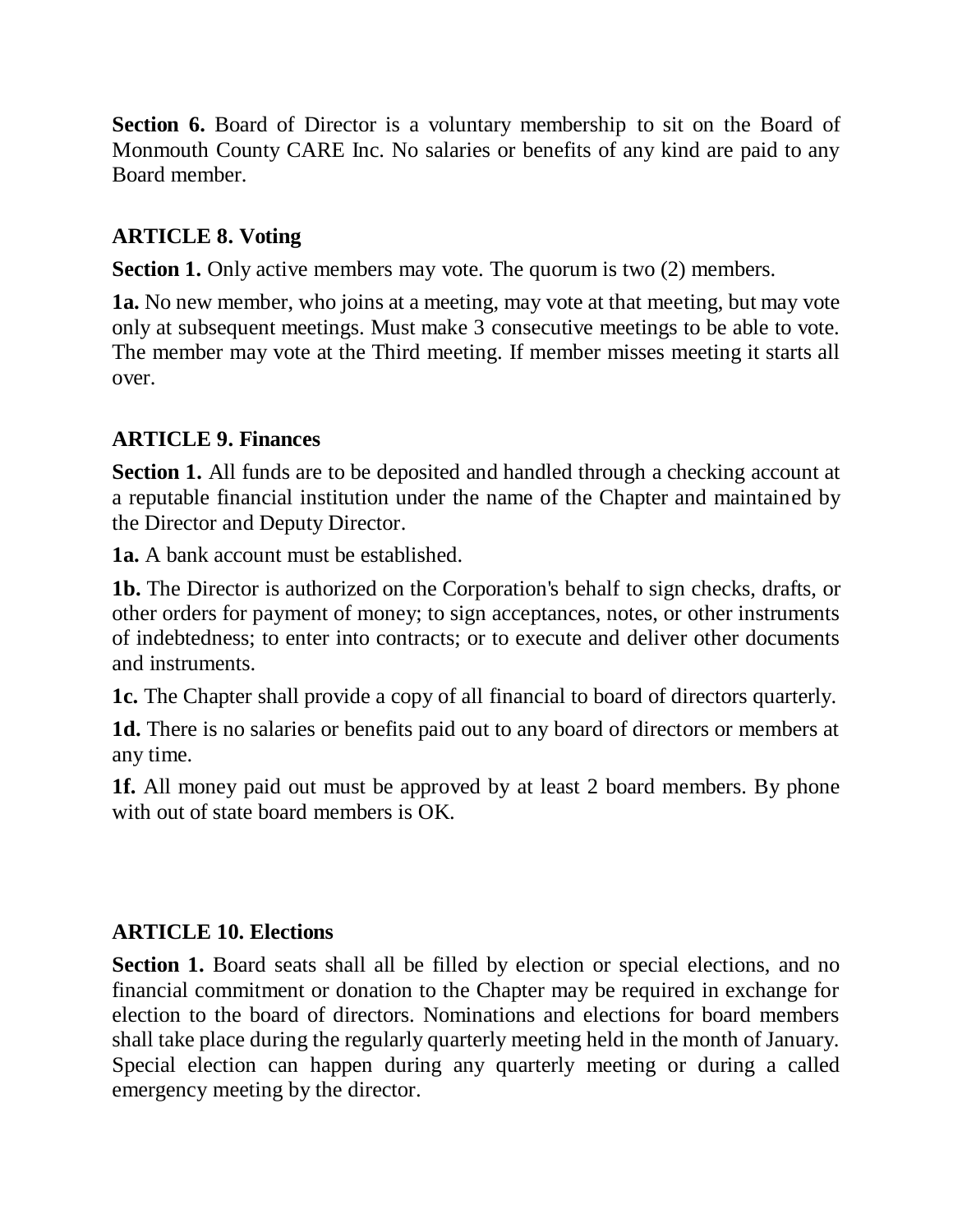**Section 6.** Board of Director is a voluntary membership to sit on the Board of Monmouth County CARE Inc. No salaries or benefits of any kind are paid to any Board member.

### ARTICLE 8. Voting

**Section 1.** Only active members may vote. The quorum is two (2) members.

**1a.** No new member, who joins at a meeting, may vote at that meeting, but may vote only at subsequent meetings. Must make 3 consecutive meetings to be able to vote. The member may vote at the Third meeting. If member misses meeting it starts all over.

### ARTICLE 9. Finances

**Section 1.** All funds are to be deposited and handled through a checking account at a reputable financial institution under the name of the Chapter and maintained by the Director and Deputy Director.

**1a.** A bank account must be established.

**1b.** The Director is authorized on the Corporation's behalf to sign checks, drafts, or other orders for payment of money; to sign acceptances, notes, or other instruments of indebtedness; to enter into contracts; or to execute and deliver other documents and instruments.

**1c.** The Chapter shall provide a copy of all financial to board of directors quarterly.

**1d.** There is no salaries or benefits paid out to any board of directors or members at any time.

**1f.** All money paid out must be approved by at least 2 board members. By phone with out of state board members is OK.

### ARTICLE 10. Elections

**Section 1.** Board seats shall all be filled by election or special elections, and no financial commitment or donation to the Chapter may be required in exchange for election to the board of directors. Nominations and elections for board members shall take place during the regularly quarterly meeting held in the month of January. Special election can happen during any quarterly meeting or during a called emergency meeting by the director.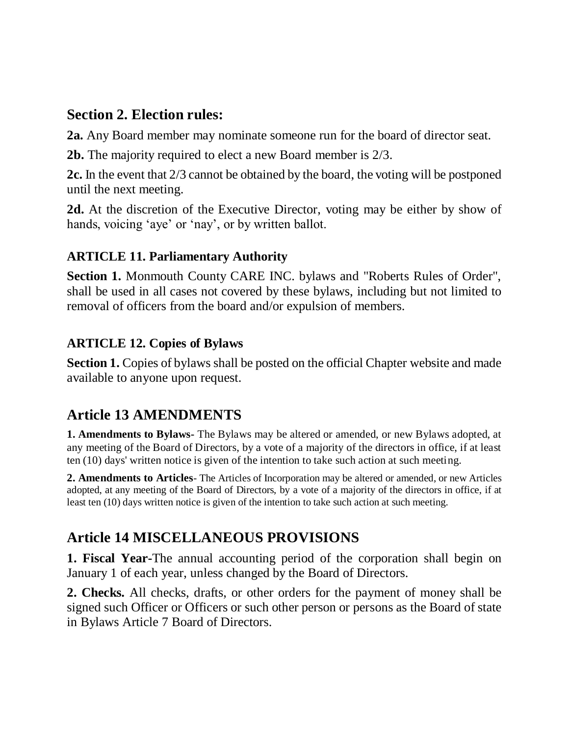## Section 2. Election rules:

**2a.** Any Board member may nominate someone run for the board of director seat.

**2b.** The majority required to elect a new Board member is 2/3.

**2c.** In the event that 2/3 cannot be obtained by the board, the voting will be postponed until the next meeting.

**2d.** At the discretion of the Executive Director, voting may be either by show of hands, voicing 'aye' or 'nay', or by written ballot.

### ARTICLE 11. Parliamentary Authority

**Section 1.** Monmouth County CARE INC. bylaws and "Roberts Rules of Order", shall be used in all cases not covered by these bylaws, including but not limited to removal of officers from the board and/or expulsion of members.

### ARTICLE 12. Copies of Bylaws

**Section 1.** Copies of bylaws shall be posted on the official Chapter website and made available to anyone upon request.

## Article 13 AMENDMENTS

**1. Amendments to Bylaws**- The Bylaws may be altered or amended, or new Bylaws adopted, at any meeting of the Board of Directors, by a vote of a majority of the directors in office, if at least ten (10) days' written notice is given of the intention to take such action at such meeting.

**2. Amendments to Articles**- The Articles of Incorporation may be altered or amended, or new Articles adopted, at any meeting of the Board of Directors, by a vote of a majority of the directors in office, if at least ten (10) days written notice is given of the intention to take such action at such meeting.

## Article 14 MISCELLANEOUS PROVISIONS

**1. Fiscal Year**-The annual accounting period of the corporation shall begin on January 1 of each year, unless changed by the Board of Directors.

**2. Checks.** All checks, drafts, or other orders for the payment of money shall be signed such Officer or Officers or such other person or persons as the Board of state in Bylaws Article 7 Board of Directors.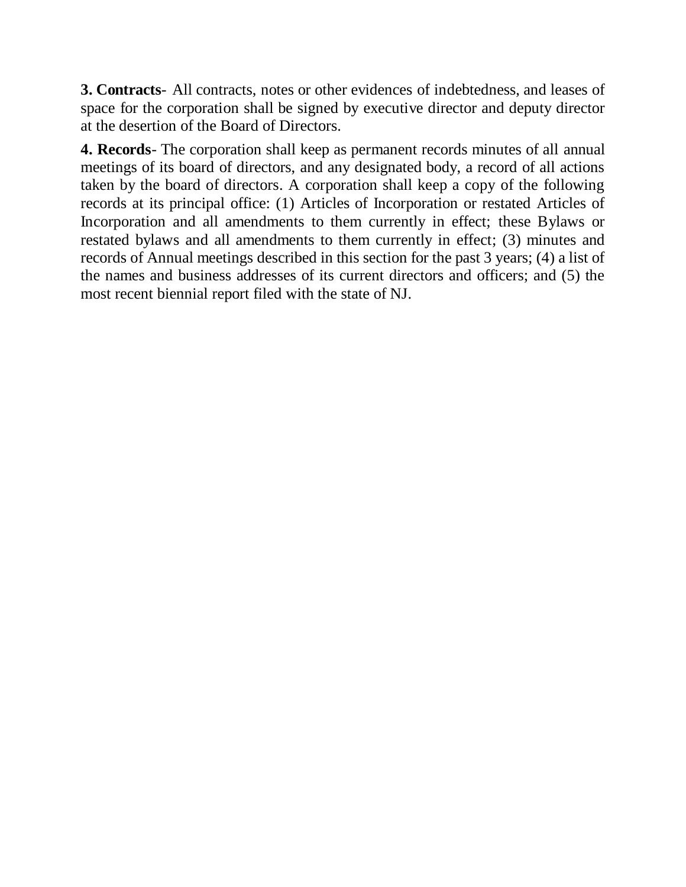**3. Contracts**- All contracts, notes or other evidences of indebtedness, and leases of space for the corporation shall be signed by executive director and deputy director at the desertion of the Board of Directors.

**4. Records**- The corporation shall keep as permanent records minutes of all annual meetings of its board of directors, and any designated body, a record of all actions taken by the board of directors. A corporation shall keep a copy of the following records at its principal office: (1) Articles of Incorporation or restated Articles of Incorporation and all amendments to them currently in effect; these Bylaws or restated bylaws and all amendments to them currently in effect; (3) minutes and records of Annual meetings described in this section for the past 3 years; (4) a list of the names and business addresses of its current directors and officers; and (5) the most recent biennial report filed with the state of NJ.